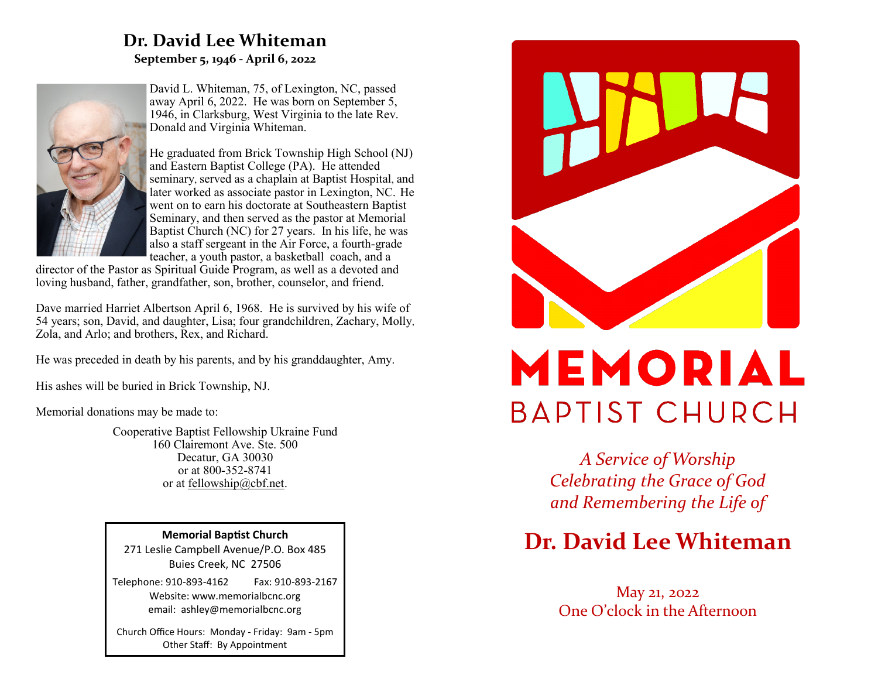# Dr. David Lee Whiteman

**September 5, 1946 - April 6, 2022**

David L. Whiteman, 75, of Lexington, NC, passed away April 6, 2022. He was born on September 5, 1946, in Clarksburg, West Virginia to the late Rev. Donald and Virginia Whiteman.

He graduated from Brick Township High School (NJ) and Eastern Baptist College (PA). He attended seminary, served as a chaplain at Baptist Hospital, and later worked as associate pastor in Lexington, NC. He went on to earn his doctorate at Southeastern Baptist Seminary, and then served as the pastor at Memorial Baptist Church (NC) for 27 years. In his life, he was also a staff sergeant in the Air Force, a fourth-grade teacher, a youth pastor, a basketball coach, and a director of the Pastor as Spiritual Guide Program, as well as a devoted and loving husband, father, grandfather, son, brother, counselor, and friend.

Dave married Harriet Albertson April 6, 1968. He is survived by his wife of 54 years; son, David, and daughter, Lisa; four grandchildren, Zachary, Molly, Zola, and Arlo; and brothers, Rex, and Richard.

He was preceded in death by his parents, and by his granddaughter, Amy.

His ashes will be buried in Brick Township, NJ.

Memorial donations may be made to:

Cooperative Baptist Fellowship Ukraine Fund
160 Clairemont Ave. Ste. 500
Decatur, GA 30030
or at 800-352-8741
or at fellowship@cbf.net.

**Memorial Baptist Church**
271 Leslie Campbell Avenue/P.O. Box 485
Buies Creek, NC 27506

Telephone: 910-893-4162 Fax: 910-893-2167
Website: www.memorialbcnc.org
email: ashley@memorialbcnc.org

Church Office Hours: Monday - Friday: 9am - 5pm
Other Staff: By Appointment

# MEMORIAL
## BAPTIST CHURCH

*A Service of Worship*
*Celebrating the Grace of God*
*and Remembering the Life of*

# Dr. David Lee Whiteman

May 21, 2022
One O'clock in the Afternoon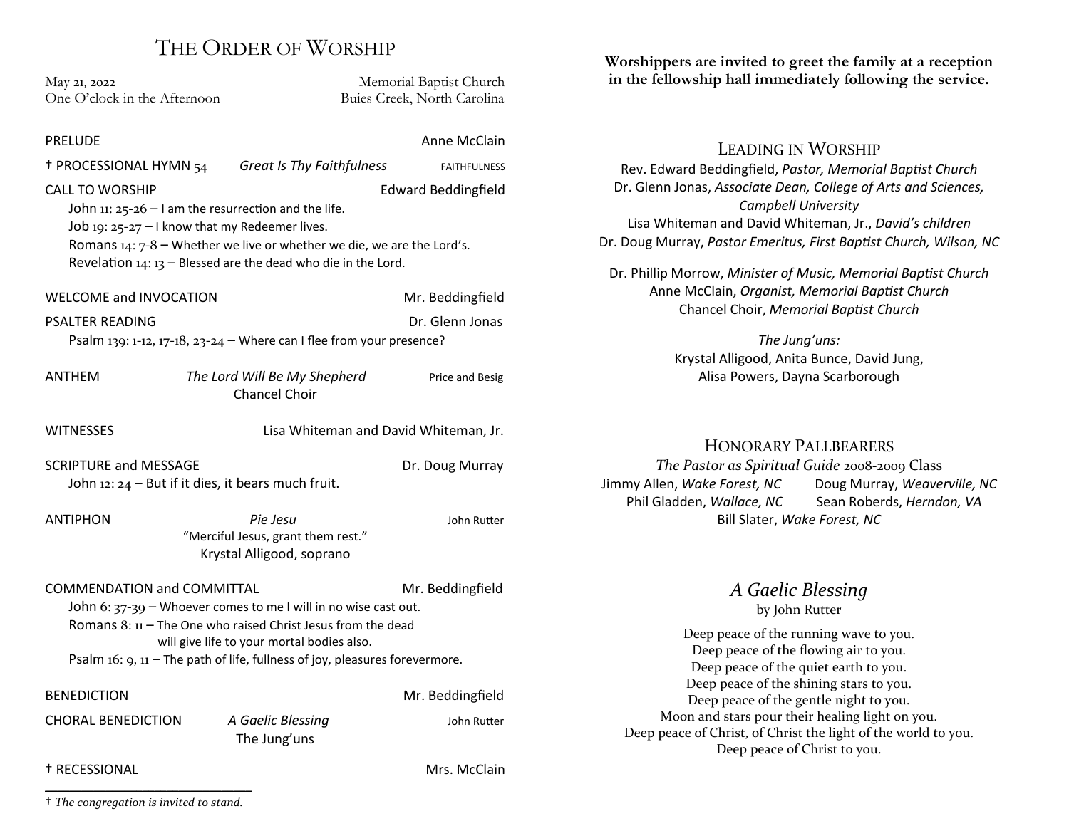# The Order of Worship

May 21, 2022
One O'clock in the Afternoon

Memorial Baptist Church
Buies Creek, North Carolina

PRELUDE — Anne McClain

† PROCESSIONAL HYMN 54 — *Great Is Thy Faithfulness* — FAITHFULNESS

CALL TO WORSHIP — Edward Beddingfield

John 11: 25-26 – I am the resurrection and the life.
Job 19: 25-27 – I know that my Redeemer lives.
Romans 14: 7-8 – Whether we live or whether we die, we are the Lord's.
Revelation 14: 13 – Blessed are the dead who die in the Lord.

WELCOME and INVOCATION — Mr. Beddingfield

PSALTER READING — Dr. Glenn Jonas

Psalm 139: 1-12, 17-18, 23-24 – Where can I flee from your presence?

ANTHEM — *The Lord Will Be My Shepherd* — Price and Besig
Chancel Choir

WITNESSES — Lisa Whiteman and David Whiteman, Jr.

SCRIPTURE and MESSAGE — Dr. Doug Murray

John 12: 24 – But if it dies, it bears much fruit.

ANTIPHON — *Pie Jesu* — John Rutter
"Merciful Jesus, grant them rest."
Krystal Alligood, soprano

COMMENDATION and COMMITTAL — Mr. Beddingfield

John 6: 37-39 – Whoever comes to me I will in no wise cast out.
Romans 8: 11 – The One who raised Christ Jesus from the dead will give life to your mortal bodies also.
Psalm 16: 9, 11 – The path of life, fullness of joy, pleasures forevermore.

BENEDICTION — Mr. Beddingfield

CHORAL BENEDICTION — *A Gaelic Blessing* — John Rutter
The Jung'uns

† RECESSIONAL — Mrs. McClain

† *The congregation is invited to stand.*

**Worshippers are invited to greet the family at a reception in the fellowship hall immediately following the service.**

## Leading in Worship

Rev. Edward Beddingfield, *Pastor, Memorial Baptist Church*
Dr. Glenn Jonas, *Associate Dean, College of Arts and Sciences, Campbell University*
Lisa Whiteman and David Whiteman, Jr., *David's children*
Dr. Doug Murray, *Pastor Emeritus, First Baptist Church, Wilson, NC*

Dr. Phillip Morrow, *Minister of Music, Memorial Baptist Church*
Anne McClain, *Organist, Memorial Baptist Church*
Chancel Choir, *Memorial Baptist Church*

*The Jung'uns:*
Krystal Alligood, Anita Bunce, David Jung, Alisa Powers, Dayna Scarborough

## Honorary Pallbearers

*The Pastor as Spiritual Guide* 2008-2009 Class

Jimmy Allen, *Wake Forest, NC*
Doug Murray, *Weaverville, NC*
Phil Gladden, *Wallace, NC*
Sean Roberds, *Herndon, VA*
Bill Slater, *Wake Forest, NC*

## *A Gaelic Blessing*

by John Rutter

Deep peace of the running wave to you.
Deep peace of the flowing air to you.
Deep peace of the quiet earth to you.
Deep peace of the shining stars to you.
Deep peace of the gentle night to you.
Moon and stars pour their healing light on you.
Deep peace of Christ, of Christ the light of the world to you.
Deep peace of Christ to you.